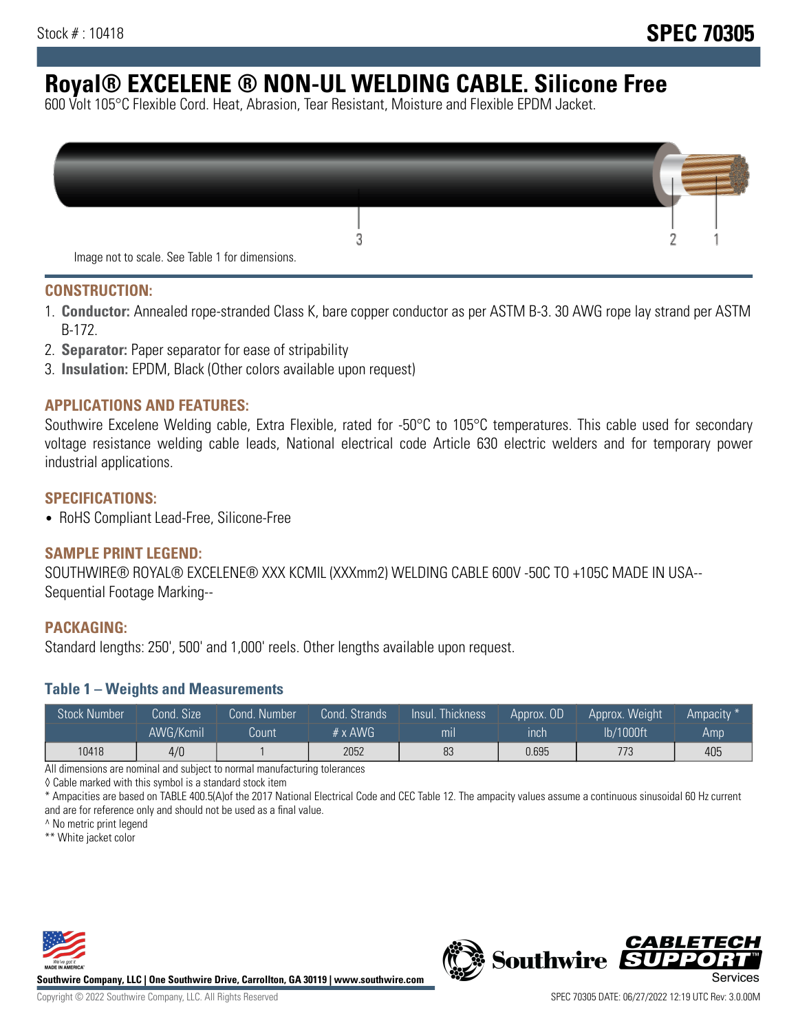Stock # : 10418

**SPEC 70305**

# Royal® EXCELENE ® NON-UL WELDING CABLE. Silicone Free

600 Volt 105°C Flexible Cord. Heat, Abrasion, Tear Resistant, Moisture and Flexible EPDM Jacket.

Image not to scale. See Table 1 for dimensions.

## CONSTRUCTION:

1. **Conductor:** Annealed rope-stranded Class K, bare copper conductor as per ASTM B-3. 30 AWG rope lay strand per ASTM B-172.
2. **Separator:** Paper separator for ease of stripability
3. **Insulation:** EPDM, Black (Other colors available upon request)

## APPLICATIONS AND FEATURES:

Southwire Excelene Welding cable, Extra Flexible, rated for -50°C to 105°C temperatures. This cable used for secondary voltage resistance welding cable leads, National electrical code Article 630 electric welders and for temporary power industrial applications.

## SPECIFICATIONS:

- RoHS Compliant Lead-Free, Silicone-Free

## SAMPLE PRINT LEGEND:

SOUTHWIRE® ROYAL® EXCELENE® XXX KCMIL (XXXmm2) WELDING CABLE 600V -50C TO +105C MADE IN USA--Sequential Footage Marking--

## PACKAGING:

Standard lengths: 250', 500' and 1,000' reels. Other lengths available upon request.

### Table 1 – Weights and Measurements

| Stock Number | Cond. Size | Cond. Number | Cond. Strands | Insul. Thickness | Approx. OD | Approx. Weight | Ampacity * |
|---|---|---|---|---|---|---|---|
| | AWG/Kcmil | Count | # x AWG | mil | inch | lb/1000ft | Amp |
| 10418 | 4/0 | 1 | 2052 | 83 | 0.695 | 773 | 405 |

All dimensions are nominal and subject to normal manufacturing tolerances

◊ Cable marked with this symbol is a standard stock item

* Ampacities are based on TABLE 400.5(A)of the 2017 National Electrical Code and CEC Table 12. The ampacity values assume a continuous sinusoidal 60 Hz current and are for reference only and should not be used as a final value.

^ No metric print legend

** White jacket color

Southwire Company, LLC | One Southwire Drive, Carrollton, GA 30119 | www.southwire.com

Copyright © 2022 Southwire Company, LLC. All Rights Reserved

SPEC 70305 DATE: 06/27/2022 12:19 UTC Rev: 3.0.00M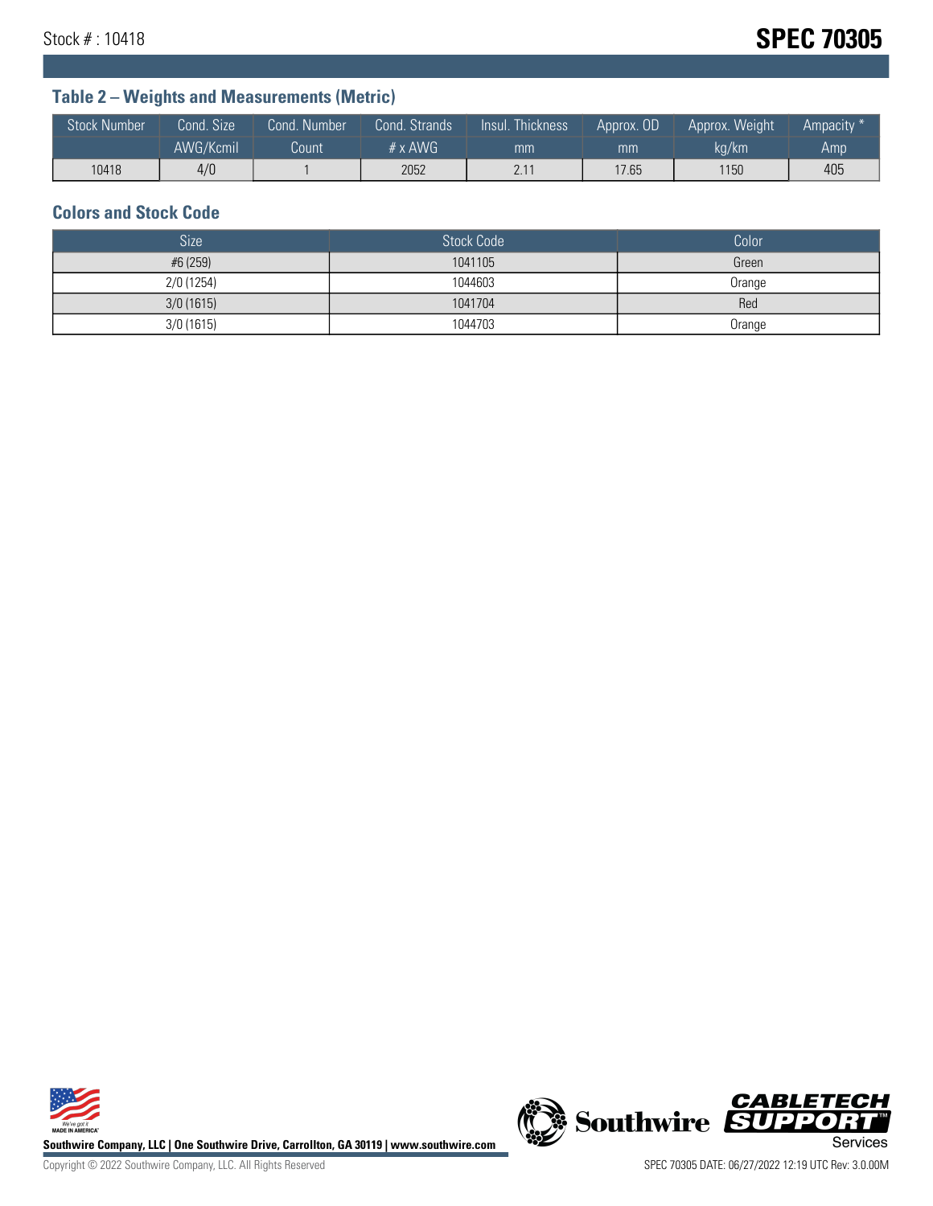## Table 2 – Weights and Measurements (Metric)

| Stock Number | Cond. Size | Cond. Number | Cond. Strands | Insul. Thickness | Approx. OD | Approx. Weight | Ampacity * |
|---|---|---|---|---|---|---|---|
| | AWG/Kcmil | Count | # x AWG | mm | mm | kg/km | Amp |
| 10418 | 4/0 | 1 | 2052 | 2.11 | 17.65 | 1150 | 405 |

## Colors and Stock Code

| Size | Stock Code | Color |
|---|---|---|
| #6 (259) | 1041105 | Green |
| 2/0 (1254) | 1044603 | Orange |
| 3/0 (1615) | 1041704 | Red |
| 3/0 (1615) | 1044703 | Orange |

Southwire Company, LLC | One Southwire Drive, Carrollton, GA 30119 | www.southwire.com

Copyright © 2022 Southwire Company, LLC. All Rights Reserved